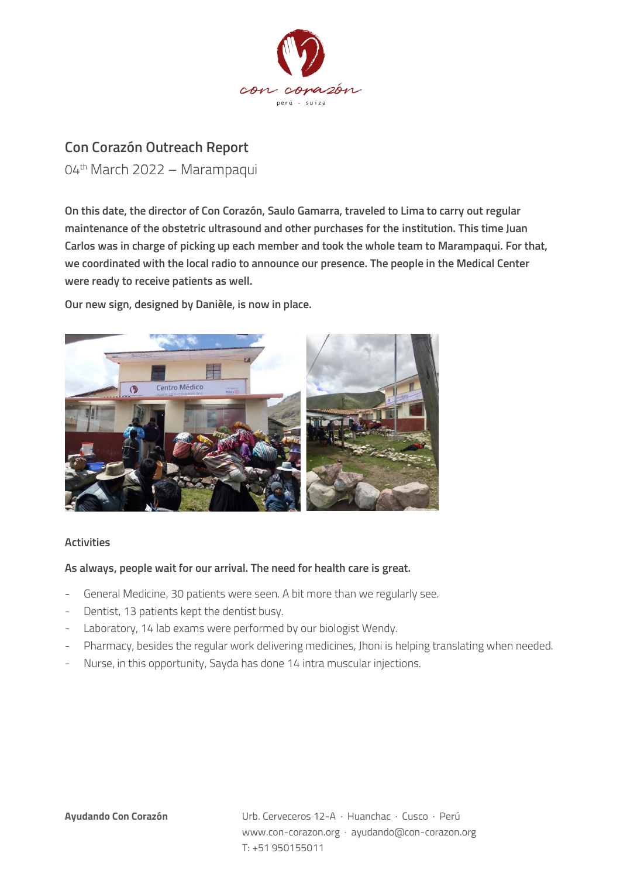# Con Corazón Outreach Report

04th March 2022 – Marampaqui

**On this date, the director of Con Corazón, Saulo Gamarra, traveled to Lima to carry out regular maintenance of the obstetric ultrasound and other purchases for the institution. This time Juan Carlos was in charge of picking up each member and took the whole team to Marampaqui. For that, we coordinated with the local radio to announce our presence. The people in the Medical Center were ready to receive patients as well.**

**Our new sign, designed by Danièle, is now in place.**

## Activities

**As always, people wait for our arrival. The need for health care is great.**

- General Medicine, 30 patients were seen. A bit more than we regularly see.
- Dentist, 13 patients kept the dentist busy.
- Laboratory, 14 lab exams were performed by our biologist Wendy.
- Pharmacy, besides the regular work delivering medicines, Jhoni is helping translating when needed.
- Nurse, in this opportunity, Sayda has done 14 intra muscular injections.

**Ayudando Con Corazón**

Urb. Cerveceros 12-A · Huanchac · Cusco · Perú
www.con-corazon.org · ayudando@con-corazon.org
T: +51 950155011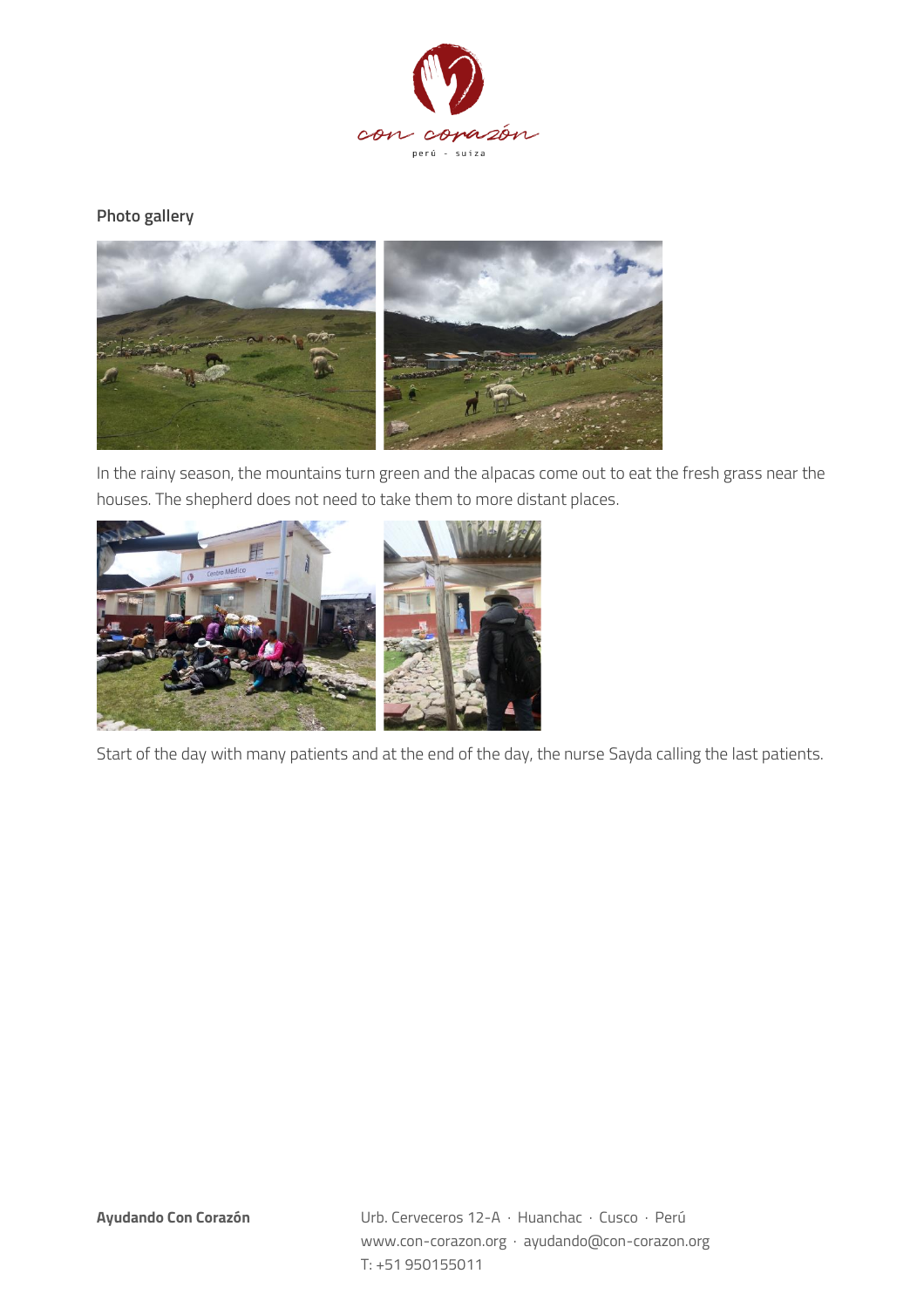**Photo gallery**

In the rainy season, the mountains turn green and the alpacas come out to eat the fresh grass near the houses. The shepherd does not need to take them to more distant places.

Start of the day with many patients and at the end of the day, the nurse Sayda calling the last patients.

**Ayudando Con Corazón**

Urb. Cerveceros 12-A · Huanchac · Cusco · Perú
www.con-corazon.org · ayudando@con-corazon.org
T: +51 950155011